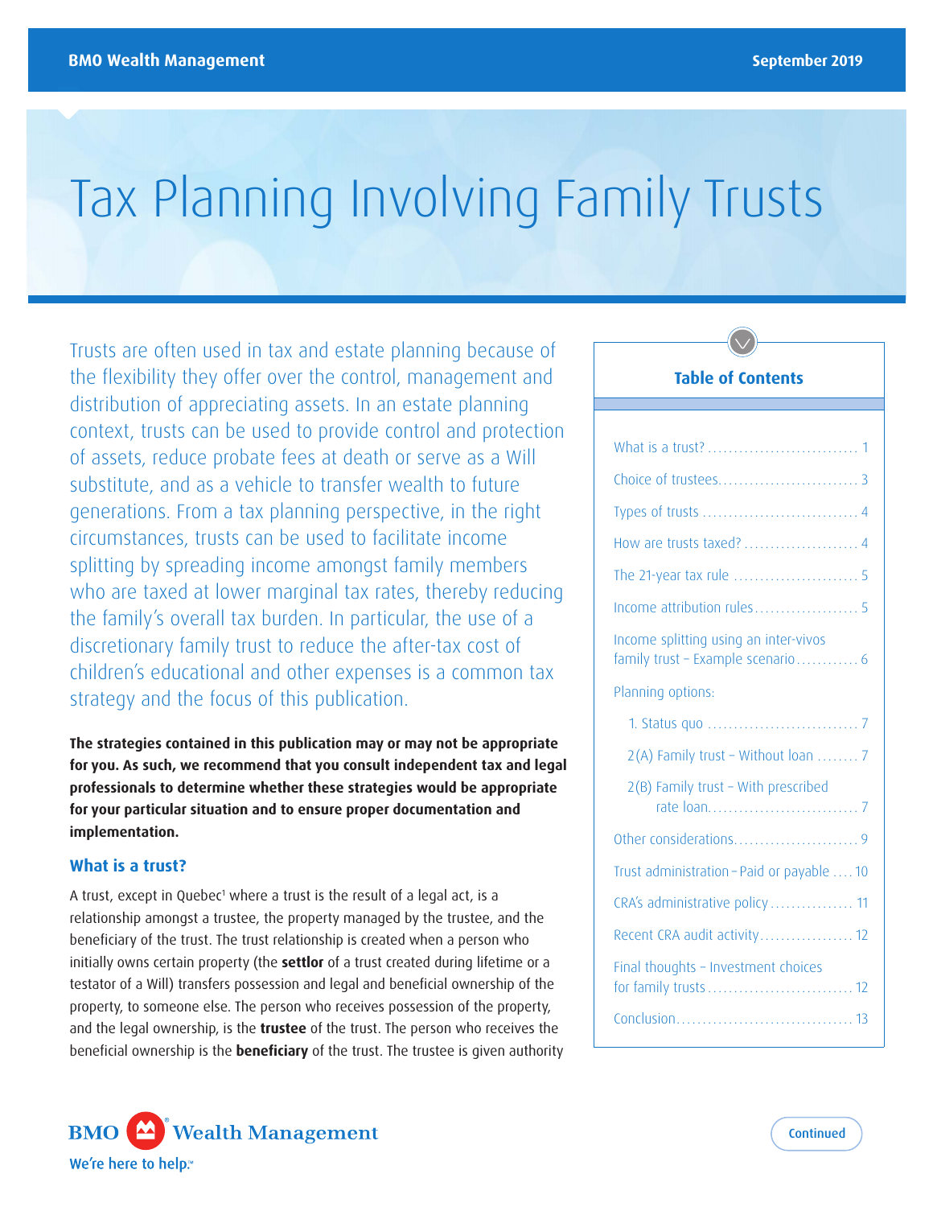# Tax Planning Involving Family Trusts

Trusts are often used in tax and estate planning because of the flexibility they offer over the control, management and distribution of appreciating assets. In an estate planning context, trusts can be used to provide control and protection of assets, reduce probate fees at death or serve as a Will substitute, and as a vehicle to transfer wealth to future generations. From a tax planning perspective, in the right circumstances, trusts can be used to facilitate income splitting by spreading income amongst family members who are taxed at lower marginal tax rates, thereby reducing the family's overall tax burden. In particular, the use of a discretionary family trust to reduce the after-tax cost of children's educational and other expenses is a common tax strategy and the focus of this publication.

**The strategies contained in this publication may or may not be appropriate for you. As such, we recommend that you consult independent tax and legal professionals to determine whether these strategies would be appropriate for your particular situation and to ensure proper documentation and implementation.**

**Table of Contents**

- What is a trust? ..... 1
- Choice of trustees ..... 3
- Types of trusts ..... 4
- How are trusts taxed? ..... 4
- The 21-year tax rule ..... 5
- Income attribution rules ..... 5
- Income splitting using an inter-vivos family trust – Example scenario ..... 6
- Planning options:
  - 1. Status quo ..... 7
  - 2(A) Family trust – Without loan ..... 7
  - 2(B) Family trust – With prescribed rate loan ..... 7
- Other considerations ..... 9
- Trust administration – Paid or payable ..... 10
- CRA's administrative policy ..... 11
- Recent CRA audit activity ..... 12
- Final thoughts – Investment choices for family trusts ..... 12
- Conclusion ..... 13

## What is a trust?

A trust, except in Quebec[1] where a trust is the result of a legal act, is a relationship amongst a trustee, the property managed by the trustee, and the beneficiary of the trust. The trust relationship is created when a person who initially owns certain property (the **settlor** of a trust created during lifetime or a testator of a Will) transfers possession and legal and beneficial ownership of the property, to someone else. The person who receives possession of the property, and the legal ownership, is the **trustee** of the trust. The person who receives the beneficial ownership is the **beneficiary** of the trust. The trustee is given authority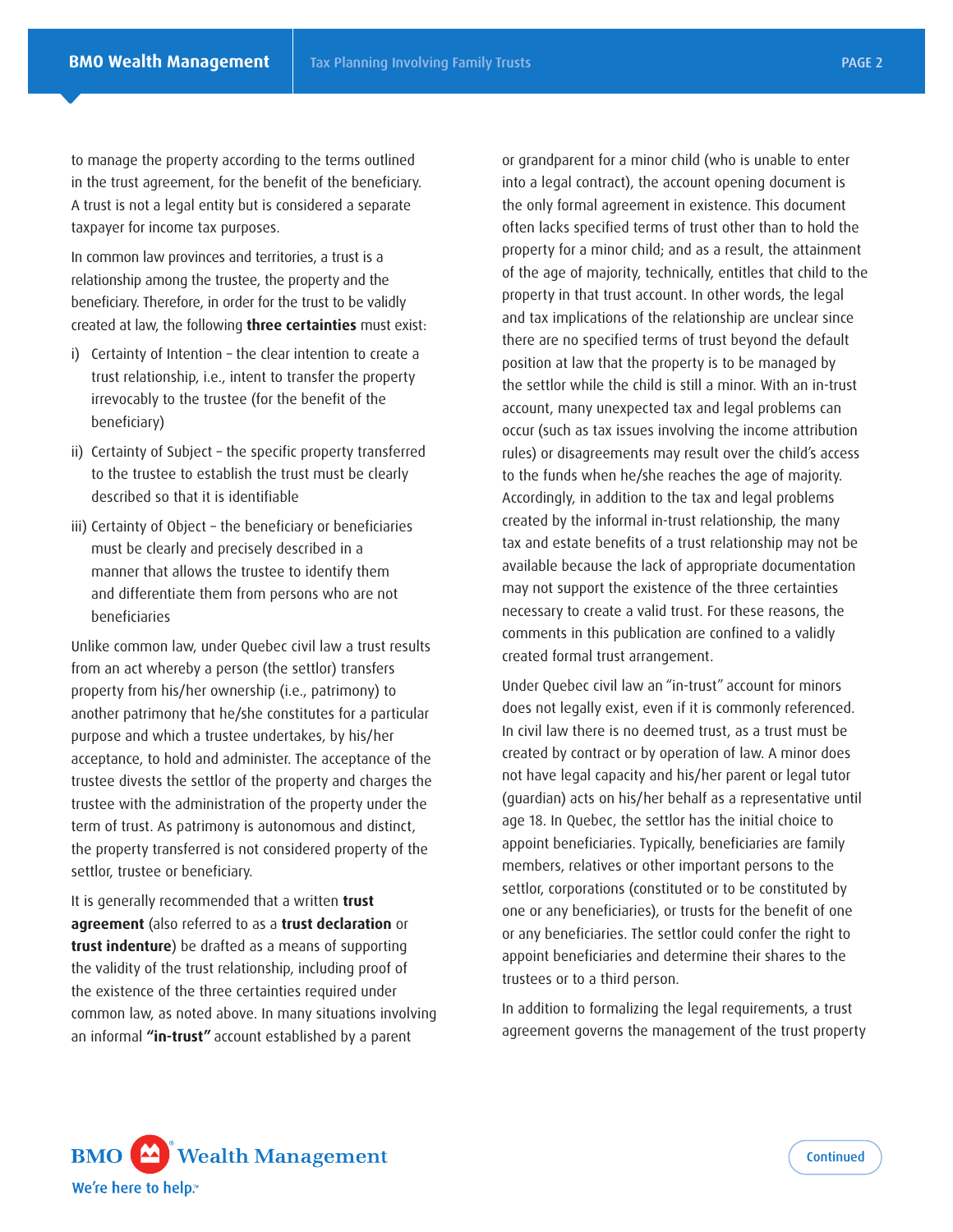to manage the property according to the terms outlined in the trust agreement, for the benefit of the beneficiary. A trust is not a legal entity but is considered a separate taxpayer for income tax purposes.

In common law provinces and territories, a trust is a relationship among the trustee, the property and the beneficiary. Therefore, in order for the trust to be validly created at law, the following **three certainties** must exist:

i) Certainty of Intention – the clear intention to create a trust relationship, i.e., intent to transfer the property irrevocably to the trustee (for the benefit of the beneficiary)

ii) Certainty of Subject – the specific property transferred to the trustee to establish the trust must be clearly described so that it is identifiable

iii) Certainty of Object – the beneficiary or beneficiaries must be clearly and precisely described in a manner that allows the trustee to identify them and differentiate them from persons who are not beneficiaries

Unlike common law, under Quebec civil law a trust results from an act whereby a person (the settlor) transfers property from his/her ownership (i.e., patrimony) to another patrimony that he/she constitutes for a particular purpose and which a trustee undertakes, by his/her acceptance, to hold and administer. The acceptance of the trustee divests the settlor of the property and charges the trustee with the administration of the property under the term of trust. As patrimony is autonomous and distinct, the property transferred is not considered property of the settlor, trustee or beneficiary.

It is generally recommended that a written **trust agreement** (also referred to as a **trust declaration** or **trust indenture**) be drafted as a means of supporting the validity of the trust relationship, including proof of the existence of the three certainties required under common law, as noted above. In many situations involving an informal **"in-trust"** account established by a parent or grandparent for a minor child (who is unable to enter into a legal contract), the account opening document is the only formal agreement in existence. This document often lacks specified terms of trust other than to hold the property for a minor child; and as a result, the attainment of the age of majority, technically, entitles that child to the property in that trust account. In other words, the legal and tax implications of the relationship are unclear since there are no specified terms of trust beyond the default position at law that the property is to be managed by the settlor while the child is still a minor. With an in-trust account, many unexpected tax and legal problems can occur (such as tax issues involving the income attribution rules) or disagreements may result over the child's access to the funds when he/she reaches the age of majority. Accordingly, in addition to the tax and legal problems created by the informal in-trust relationship, the many tax and estate benefits of a trust relationship may not be available because the lack of appropriate documentation may not support the existence of the three certainties necessary to create a valid trust. For these reasons, the comments in this publication are confined to a validly created formal trust arrangement.

Under Quebec civil law an "in-trust" account for minors does not legally exist, even if it is commonly referenced. In civil law there is no deemed trust, as a trust must be created by contract or by operation of law. A minor does not have legal capacity and his/her parent or legal tutor (guardian) acts on his/her behalf as a representative until age 18. In Quebec, the settlor has the initial choice to appoint beneficiaries. Typically, beneficiaries are family members, relatives or other important persons to the settlor, corporations (constituted or to be constituted by one or any beneficiaries), or trusts for the benefit of one or any beneficiaries. The settlor could confer the right to appoint beneficiaries and determine their shares to the trustees or to a third person.

In addition to formalizing the legal requirements, a trust agreement governs the management of the trust property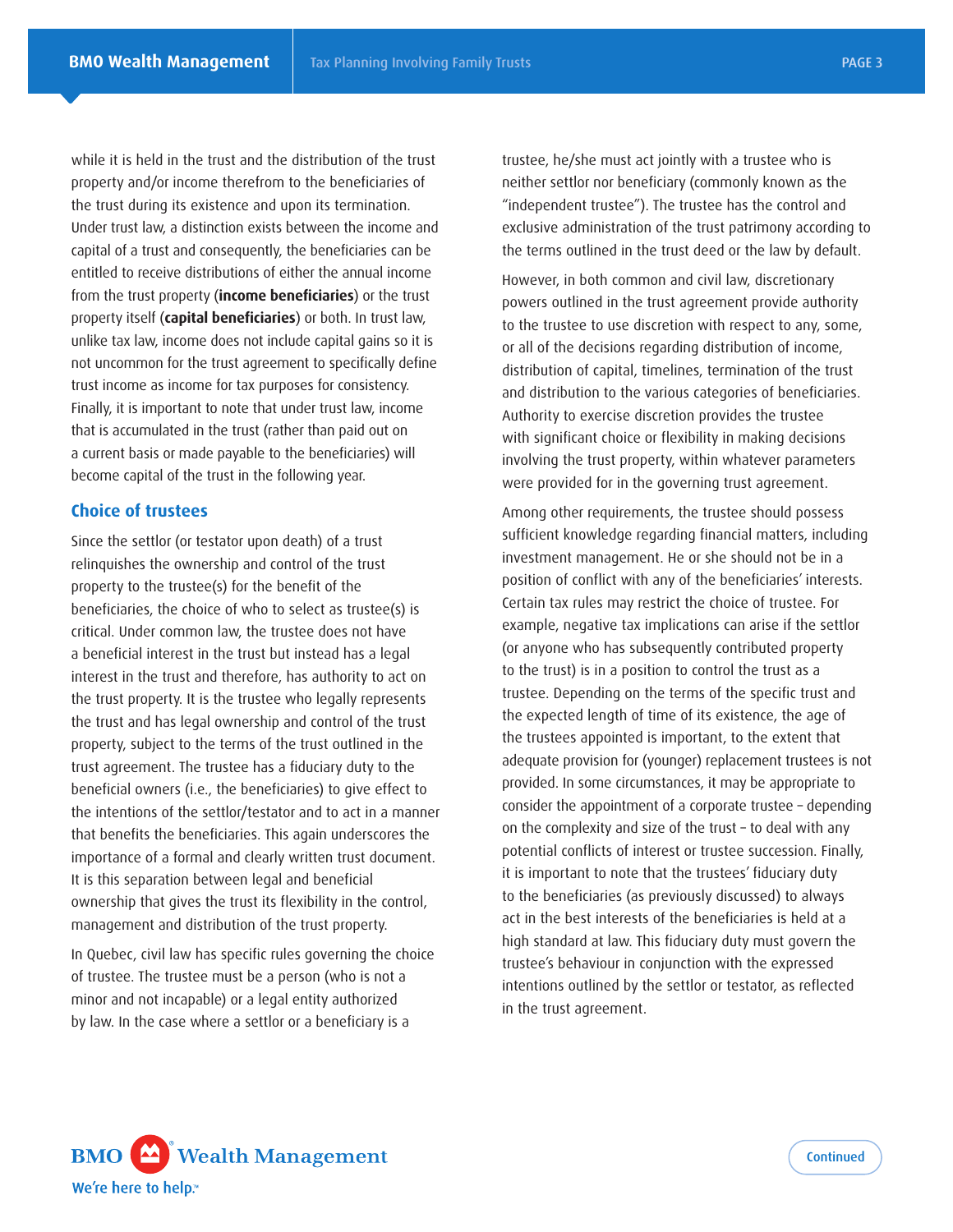while it is held in the trust and the distribution of the trust property and/or income therefrom to the beneficiaries of the trust during its existence and upon its termination. Under trust law, a distinction exists between the income and capital of a trust and consequently, the beneficiaries can be entitled to receive distributions of either the annual income from the trust property (**income beneficiaries**) or the trust property itself (**capital beneficiaries**) or both. In trust law, unlike tax law, income does not include capital gains so it is not uncommon for the trust agreement to specifically define trust income as income for tax purposes for consistency. Finally, it is important to note that under trust law, income that is accumulated in the trust (rather than paid out on a current basis or made payable to the beneficiaries) will become capital of the trust in the following year.

## Choice of trustees

Since the settlor (or testator upon death) of a trust relinquishes the ownership and control of the trust property to the trustee(s) for the benefit of the beneficiaries, the choice of who to select as trustee(s) is critical. Under common law, the trustee does not have a beneficial interest in the trust but instead has a legal interest in the trust and therefore, has authority to act on the trust property. It is the trustee who legally represents the trust and has legal ownership and control of the trust property, subject to the terms of the trust outlined in the trust agreement. The trustee has a fiduciary duty to the beneficial owners (i.e., the beneficiaries) to give effect to the intentions of the settlor/testator and to act in a manner that benefits the beneficiaries. This again underscores the importance of a formal and clearly written trust document. It is this separation between legal and beneficial ownership that gives the trust its flexibility in the control, management and distribution of the trust property.

In Quebec, civil law has specific rules governing the choice of trustee. The trustee must be a person (who is not a minor and not incapable) or a legal entity authorized by law. In the case where a settlor or a beneficiary is a trustee, he/she must act jointly with a trustee who is neither settlor nor beneficiary (commonly known as the "independent trustee"). The trustee has the control and exclusive administration of the trust patrimony according to the terms outlined in the trust deed or the law by default.

However, in both common and civil law, discretionary powers outlined in the trust agreement provide authority to the trustee to use discretion with respect to any, some, or all of the decisions regarding distribution of income, distribution of capital, timelines, termination of the trust and distribution to the various categories of beneficiaries. Authority to exercise discretion provides the trustee with significant choice or flexibility in making decisions involving the trust property, within whatever parameters were provided for in the governing trust agreement.

Among other requirements, the trustee should possess sufficient knowledge regarding financial matters, including investment management. He or she should not be in a position of conflict with any of the beneficiaries' interests. Certain tax rules may restrict the choice of trustee. For example, negative tax implications can arise if the settlor (or anyone who has subsequently contributed property to the trust) is in a position to control the trust as a trustee. Depending on the terms of the specific trust and the expected length of time of its existence, the age of the trustees appointed is important, to the extent that adequate provision for (younger) replacement trustees is not provided. In some circumstances, it may be appropriate to consider the appointment of a corporate trustee – depending on the complexity and size of the trust – to deal with any potential conflicts of interest or trustee succession. Finally, it is important to note that the trustees' fiduciary duty to the beneficiaries (as previously discussed) to always act in the best interests of the beneficiaries is held at a high standard at law. This fiduciary duty must govern the trustee's behaviour in conjunction with the expressed intentions outlined by the settlor or testator, as reflected in the trust agreement.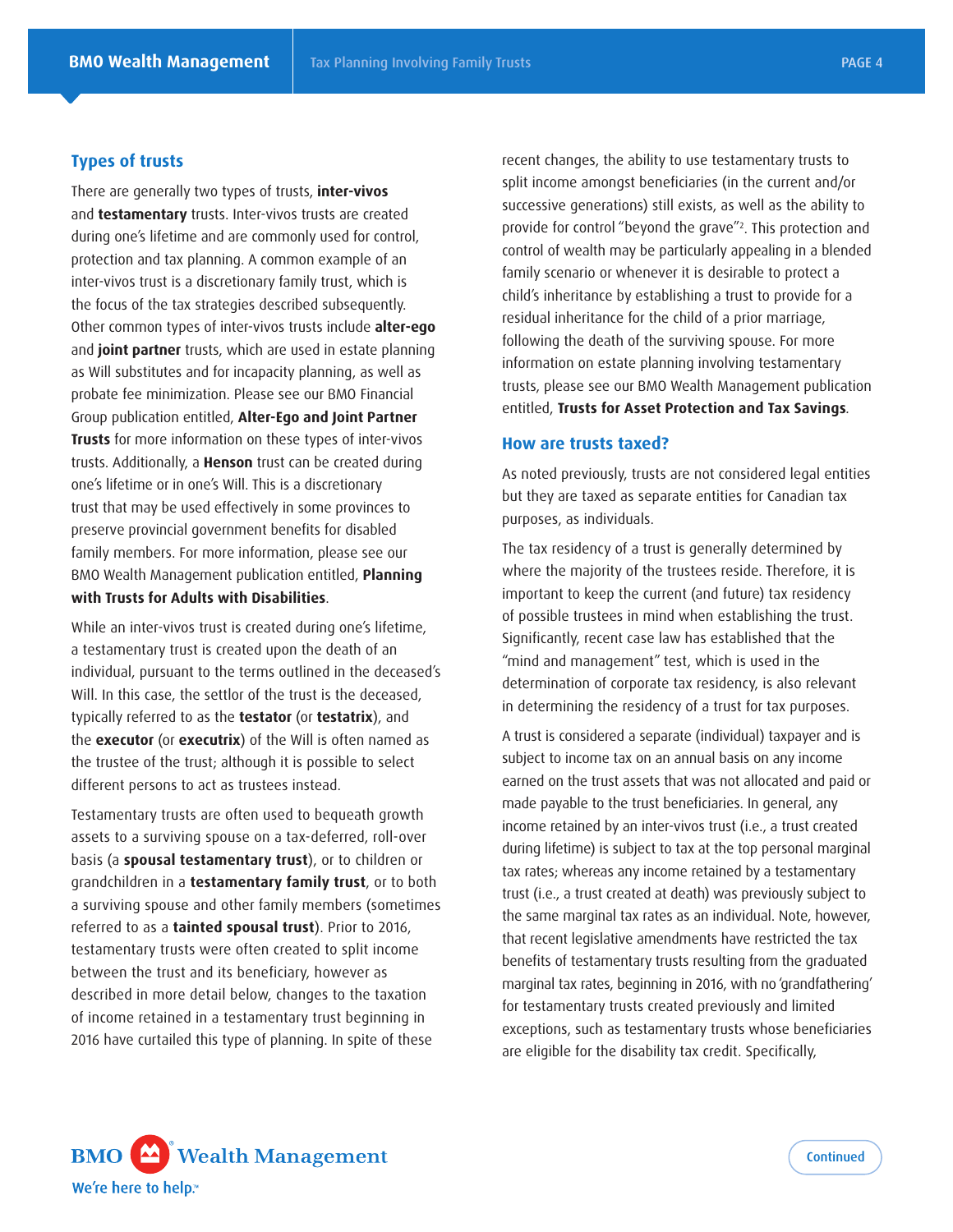## Types of trusts

There are generally two types of trusts, **inter-vivos** and **testamentary** trusts. Inter-vivos trusts are created during one's lifetime and are commonly used for control, protection and tax planning. A common example of an inter-vivos trust is a discretionary family trust, which is the focus of the tax strategies described subsequently. Other common types of inter-vivos trusts include **alter-ego** and **joint partner** trusts, which are used in estate planning as Will substitutes and for incapacity planning, as well as probate fee minimization. Please see our BMO Financial Group publication entitled, **Alter-Ego and Joint Partner Trusts** for more information on these types of inter-vivos trusts. Additionally, a **Henson** trust can be created during one's lifetime or in one's Will. This is a discretionary trust that may be used effectively in some provinces to preserve provincial government benefits for disabled family members. For more information, please see our BMO Wealth Management publication entitled, **Planning with Trusts for Adults with Disabilities**.

While an inter-vivos trust is created during one's lifetime, a testamentary trust is created upon the death of an individual, pursuant to the terms outlined in the deceased's Will. In this case, the settlor of the trust is the deceased, typically referred to as the **testator** (or **testatrix**), and the **executor** (or **executrix**) of the Will is often named as the trustee of the trust; although it is possible to select different persons to act as trustees instead.

Testamentary trusts are often used to bequeath growth assets to a surviving spouse on a tax-deferred, roll-over basis (a **spousal testamentary trust**), or to children or grandchildren in a **testamentary family trust**, or to both a surviving spouse and other family members (sometimes referred to as a **tainted spousal trust**). Prior to 2016, testamentary trusts were often created to split income between the trust and its beneficiary, however as described in more detail below, changes to the taxation of income retained in a testamentary trust beginning in 2016 have curtailed this type of planning. In spite of these recent changes, the ability to use testamentary trusts to split income amongst beneficiaries (in the current and/or successive generations) still exists, as well as the ability to provide for control "beyond the grave"[2]. This protection and control of wealth may be particularly appealing in a blended family scenario or whenever it is desirable to protect a child's inheritance by establishing a trust to provide for a residual inheritance for the child of a prior marriage, following the death of the surviving spouse. For more information on estate planning involving testamentary trusts, please see our BMO Wealth Management publication entitled, **Trusts for Asset Protection and Tax Savings**.

## How are trusts taxed?

As noted previously, trusts are not considered legal entities but they are taxed as separate entities for Canadian tax purposes, as individuals.

The tax residency of a trust is generally determined by where the majority of the trustees reside. Therefore, it is important to keep the current (and future) tax residency of possible trustees in mind when establishing the trust. Significantly, recent case law has established that the "mind and management" test, which is used in the determination of corporate tax residency, is also relevant in determining the residency of a trust for tax purposes.

A trust is considered a separate (individual) taxpayer and is subject to income tax on an annual basis on any income earned on the trust assets that was not allocated and paid or made payable to the trust beneficiaries. In general, any income retained by an inter-vivos trust (i.e., a trust created during lifetime) is subject to tax at the top personal marginal tax rates; whereas any income retained by a testamentary trust (i.e., a trust created at death) was previously subject to the same marginal tax rates as an individual. Note, however, that recent legislative amendments have restricted the tax benefits of testamentary trusts resulting from the graduated marginal tax rates, beginning in 2016, with no 'grandfathering' for testamentary trusts created previously and limited exceptions, such as testamentary trusts whose beneficiaries are eligible for the disability tax credit. Specifically,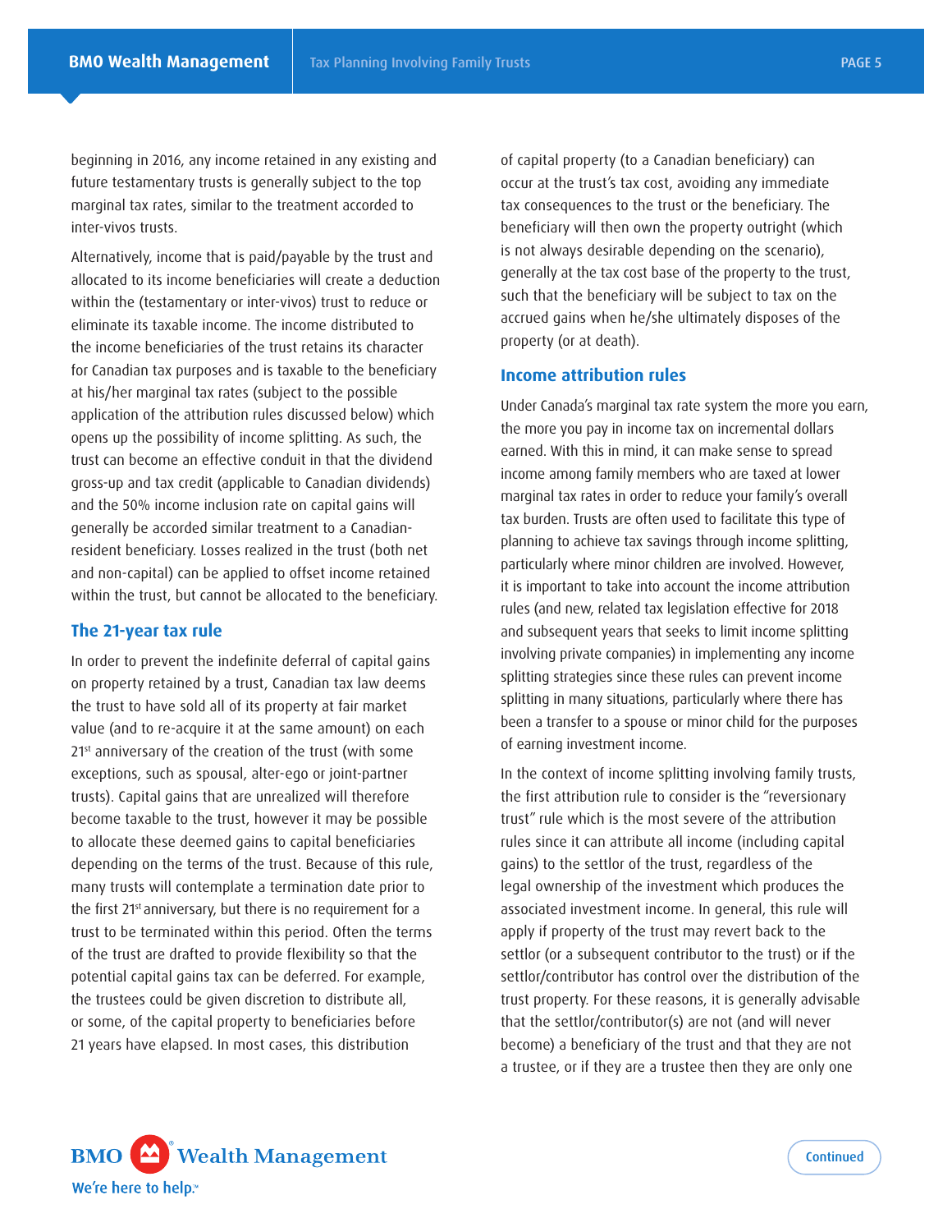beginning in 2016, any income retained in any existing and future testamentary trusts is generally subject to the top marginal tax rates, similar to the treatment accorded to inter-vivos trusts.

Alternatively, income that is paid/payable by the trust and allocated to its income beneficiaries will create a deduction within the (testamentary or inter-vivos) trust to reduce or eliminate its taxable income. The income distributed to the income beneficiaries of the trust retains its character for Canadian tax purposes and is taxable to the beneficiary at his/her marginal tax rates (subject to the possible application of the attribution rules discussed below) which opens up the possibility of income splitting. As such, the trust can become an effective conduit in that the dividend gross-up and tax credit (applicable to Canadian dividends) and the 50% income inclusion rate on capital gains will generally be accorded similar treatment to a Canadian-resident beneficiary. Losses realized in the trust (both net and non-capital) can be applied to offset income retained within the trust, but cannot be allocated to the beneficiary.

### The 21-year tax rule

In order to prevent the indefinite deferral of capital gains on property retained by a trust, Canadian tax law deems the trust to have sold all of its property at fair market value (and to re-acquire it at the same amount) on each 21st anniversary of the creation of the trust (with some exceptions, such as spousal, alter-ego or joint-partner trusts). Capital gains that are unrealized will therefore become taxable to the trust, however it may be possible to allocate these deemed gains to capital beneficiaries depending on the terms of the trust. Because of this rule, many trusts will contemplate a termination date prior to the first 21st anniversary, but there is no requirement for a trust to be terminated within this period. Often the terms of the trust are drafted to provide flexibility so that the potential capital gains tax can be deferred. For example, the trustees could be given discretion to distribute all, or some, of the capital property to beneficiaries before 21 years have elapsed. In most cases, this distribution of capital property (to a Canadian beneficiary) can occur at the trust's tax cost, avoiding any immediate tax consequences to the trust or the beneficiary. The beneficiary will then own the property outright (which is not always desirable depending on the scenario), generally at the tax cost base of the property to the trust, such that the beneficiary will be subject to tax on the accrued gains when he/she ultimately disposes of the property (or at death).

### Income attribution rules

Under Canada's marginal tax rate system the more you earn, the more you pay in income tax on incremental dollars earned. With this in mind, it can make sense to spread income among family members who are taxed at lower marginal tax rates in order to reduce your family's overall tax burden. Trusts are often used to facilitate this type of planning to achieve tax savings through income splitting, particularly where minor children are involved. However, it is important to take into account the income attribution rules (and new, related tax legislation effective for 2018 and subsequent years that seeks to limit income splitting involving private companies) in implementing any income splitting strategies since these rules can prevent income splitting in many situations, particularly where there has been a transfer to a spouse or minor child for the purposes of earning investment income.

In the context of income splitting involving family trusts, the first attribution rule to consider is the "reversionary trust" rule which is the most severe of the attribution rules since it can attribute all income (including capital gains) to the settlor of the trust, regardless of the legal ownership of the investment which produces the associated investment income. In general, this rule will apply if property of the trust may revert back to the settlor (or a subsequent contributor to the trust) or if the settlor/contributor has control over the distribution of the trust property. For these reasons, it is generally advisable that the settlor/contributor(s) are not (and will never become) a beneficiary of the trust and that they are not a trustee, or if they are a trustee then they are only one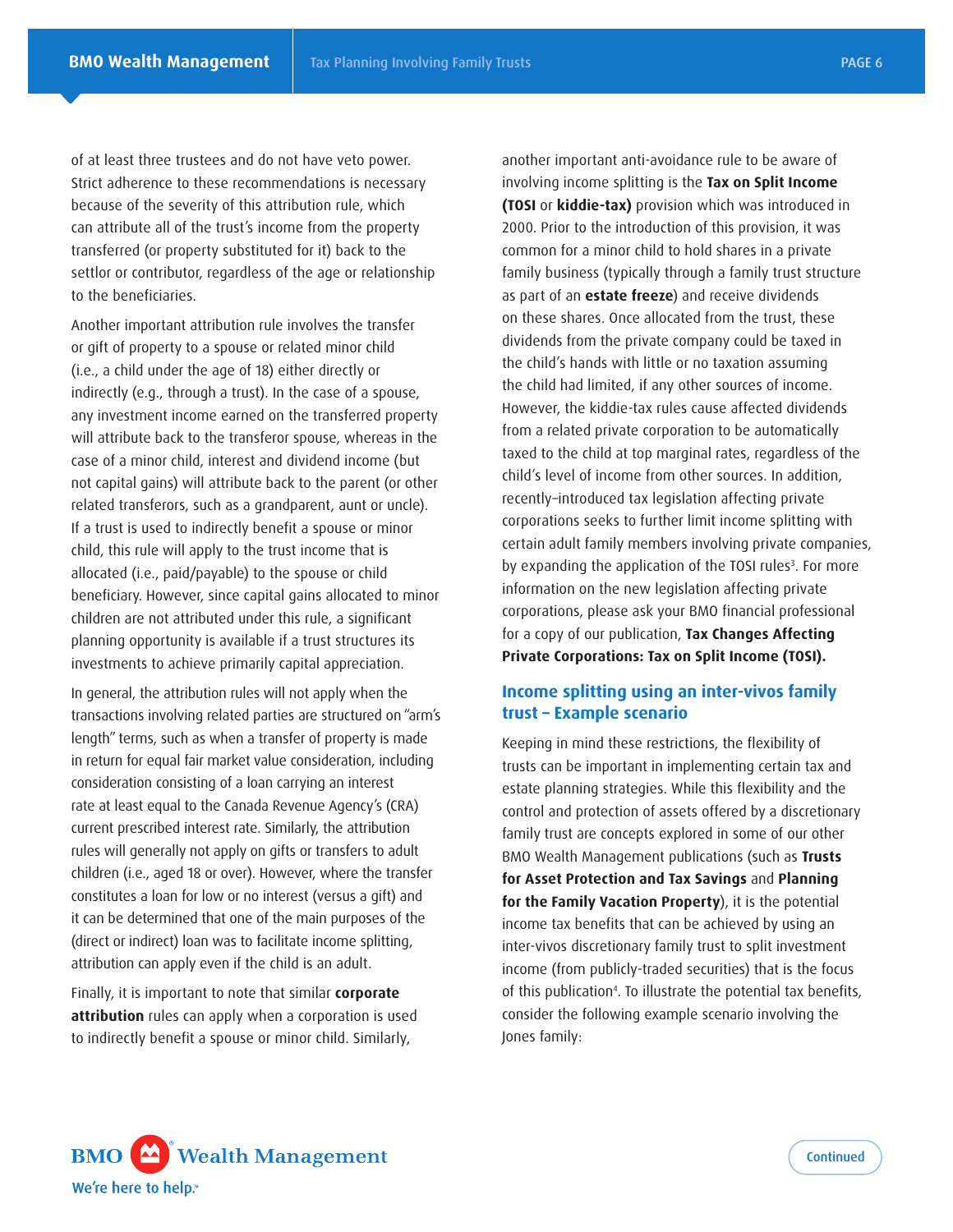of at least three trustees and do not have veto power. Strict adherence to these recommendations is necessary because of the severity of this attribution rule, which can attribute all of the trust's income from the property transferred (or property substituted for it) back to the settlor or contributor, regardless of the age or relationship to the beneficiaries.

Another important attribution rule involves the transfer or gift of property to a spouse or related minor child (i.e., a child under the age of 18) either directly or indirectly (e.g., through a trust). In the case of a spouse, any investment income earned on the transferred property will attribute back to the transferor spouse, whereas in the case of a minor child, interest and dividend income (but not capital gains) will attribute back to the parent (or other related transferors, such as a grandparent, aunt or uncle). If a trust is used to indirectly benefit a spouse or minor child, this rule will apply to the trust income that is allocated (i.e., paid/payable) to the spouse or child beneficiary. However, since capital gains allocated to minor children are not attributed under this rule, a significant planning opportunity is available if a trust structures its investments to achieve primarily capital appreciation.

In general, the attribution rules will not apply when the transactions involving related parties are structured on "arm's length" terms, such as when a transfer of property is made in return for equal fair market value consideration, including consideration consisting of a loan carrying an interest rate at least equal to the Canada Revenue Agency's (CRA) current prescribed interest rate. Similarly, the attribution rules will generally not apply on gifts or transfers to adult children (i.e., aged 18 or over). However, where the transfer constitutes a loan for low or no interest (versus a gift) and it can be determined that one of the main purposes of the (direct or indirect) loan was to facilitate income splitting, attribution can apply even if the child is an adult.

Finally, it is important to note that similar **corporate attribution** rules can apply when a corporation is used to indirectly benefit a spouse or minor child. Similarly, another important anti-avoidance rule to be aware of involving income splitting is the **Tax on Split Income (TOSI** or **kiddie-tax)** provision which was introduced in 2000. Prior to the introduction of this provision, it was common for a minor child to hold shares in a private family business (typically through a family trust structure as part of an **estate freeze**) and receive dividends on these shares. Once allocated from the trust, these dividends from the private company could be taxed in the child's hands with little or no taxation assuming the child had limited, if any other sources of income. However, the kiddie-tax rules cause affected dividends from a related private corporation to be automatically taxed to the child at top marginal rates, regardless of the child's level of income from other sources. In addition, recently-introduced tax legislation affecting private corporations seeks to further limit income splitting with certain adult family members involving private companies, by expanding the application of the TOSI rules[3]. For more information on the new legislation affecting private corporations, please ask your BMO financial professional for a copy of our publication, **Tax Changes Affecting Private Corporations: Tax on Split Income (TOSI).**

## Income splitting using an inter-vivos family trust – Example scenario

Keeping in mind these restrictions, the flexibility of trusts can be important in implementing certain tax and estate planning strategies. While this flexibility and the control and protection of assets offered by a discretionary family trust are concepts explored in some of our other BMO Wealth Management publications (such as **Trusts for Asset Protection and Tax Savings** and **Planning for the Family Vacation Property**), it is the potential income tax benefits that can be achieved by using an inter-vivos discretionary family trust to split investment income (from publicly-traded securities) that is the focus of this publication[4]. To illustrate the potential tax benefits, consider the following example scenario involving the Jones family: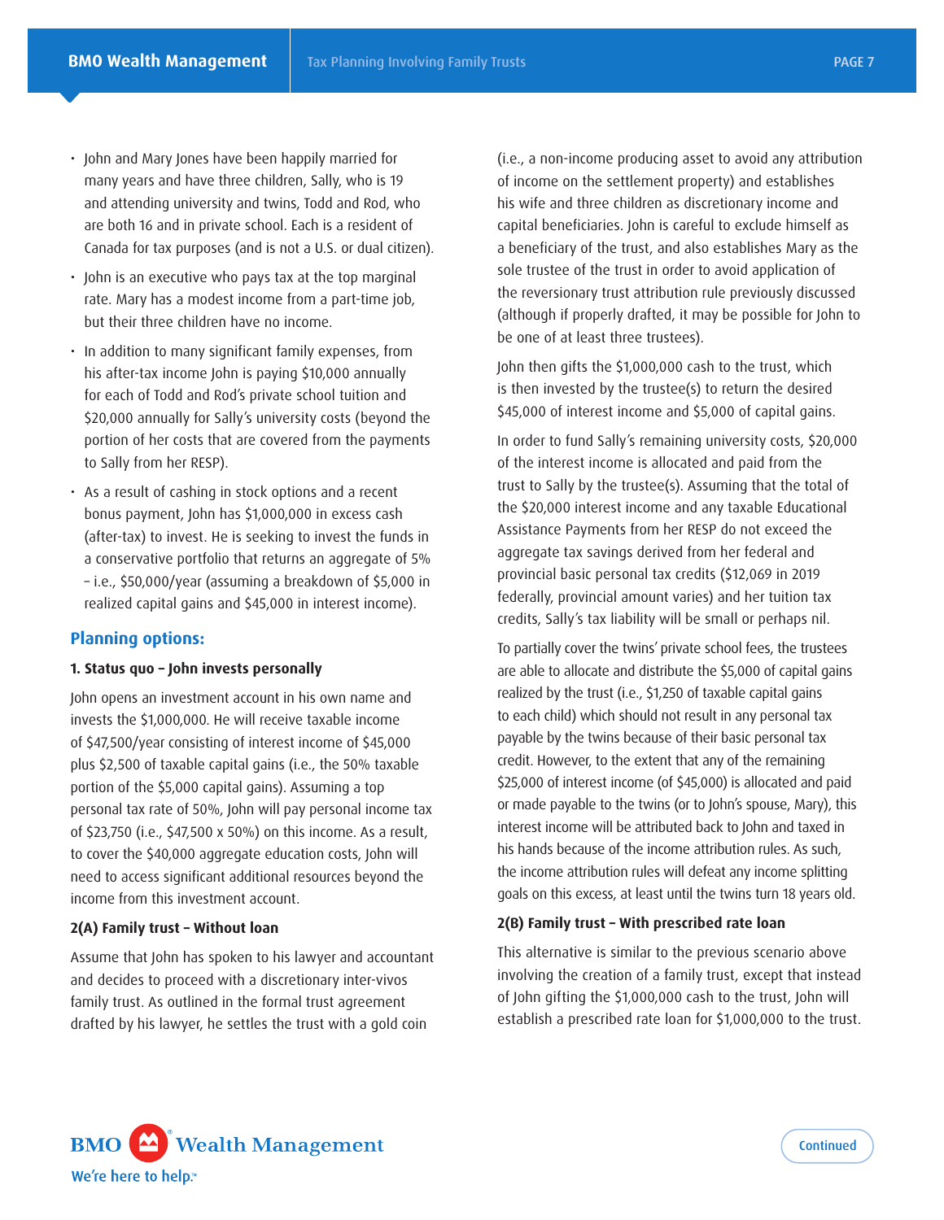- John and Mary Jones have been happily married for many years and have three children, Sally, who is 19 and attending university and twins, Todd and Rod, who are both 16 and in private school. Each is a resident of Canada for tax purposes (and is not a U.S. or dual citizen).
- John is an executive who pays tax at the top marginal rate. Mary has a modest income from a part-time job, but their three children have no income.
- In addition to many significant family expenses, from his after-tax income John is paying $10,000 annually for each of Todd and Rod's private school tuition and $20,000 annually for Sally's university costs (beyond the portion of her costs that are covered from the payments to Sally from her RESP).
- As a result of cashing in stock options and a recent bonus payment, John has $1,000,000 in excess cash (after-tax) to invest. He is seeking to invest the funds in a conservative portfolio that returns an aggregate of 5% – i.e., $50,000/year (assuming a breakdown of $5,000 in realized capital gains and $45,000 in interest income).

## Planning options:

### 1. Status quo – John invests personally

John opens an investment account in his own name and invests the $1,000,000. He will receive taxable income of $47,500/year consisting of interest income of $45,000 plus $2,500 of taxable capital gains (i.e., the 50% taxable portion of the $5,000 capital gains). Assuming a top personal tax rate of 50%, John will pay personal income tax of $23,750 (i.e., $47,500 x 50%) on this income. As a result, to cover the $40,000 aggregate education costs, John will need to access significant additional resources beyond the income from this investment account.

### 2(A) Family trust – Without loan

Assume that John has spoken to his lawyer and accountant and decides to proceed with a discretionary inter-vivos family trust. As outlined in the formal trust agreement drafted by his lawyer, he settles the trust with a gold coin (i.e., a non-income producing asset to avoid any attribution of income on the settlement property) and establishes his wife and three children as discretionary income and capital beneficiaries. John is careful to exclude himself as a beneficiary of the trust, and also establishes Mary as the sole trustee of the trust in order to avoid application of the reversionary trust attribution rule previously discussed (although if properly drafted, it may be possible for John to be one of at least three trustees).

John then gifts the $1,000,000 cash to the trust, which is then invested by the trustee(s) to return the desired $45,000 of interest income and $5,000 of capital gains.

In order to fund Sally's remaining university costs, $20,000 of the interest income is allocated and paid from the trust to Sally by the trustee(s). Assuming that the total of the $20,000 interest income and any taxable Educational Assistance Payments from her RESP do not exceed the aggregate tax savings derived from her federal and provincial basic personal tax credits ($12,069 in 2019 federally, provincial amount varies) and her tuition tax credits, Sally's tax liability will be small or perhaps nil.

To partially cover the twins' private school fees, the trustees are able to allocate and distribute the $5,000 of capital gains realized by the trust (i.e., $1,250 of taxable capital gains to each child) which should not result in any personal tax payable by the twins because of their basic personal tax credit. However, to the extent that any of the remaining $25,000 of interest income (of $45,000) is allocated and paid or made payable to the twins (or to John's spouse, Mary), this interest income will be attributed back to John and taxed in his hands because of the income attribution rules. As such, the income attribution rules will defeat any income splitting goals on this excess, at least until the twins turn 18 years old.

### 2(B) Family trust – With prescribed rate loan

This alternative is similar to the previous scenario above involving the creation of a family trust, except that instead of John gifting the $1,000,000 cash to the trust, John will establish a prescribed rate loan for $1,000,000 to the trust.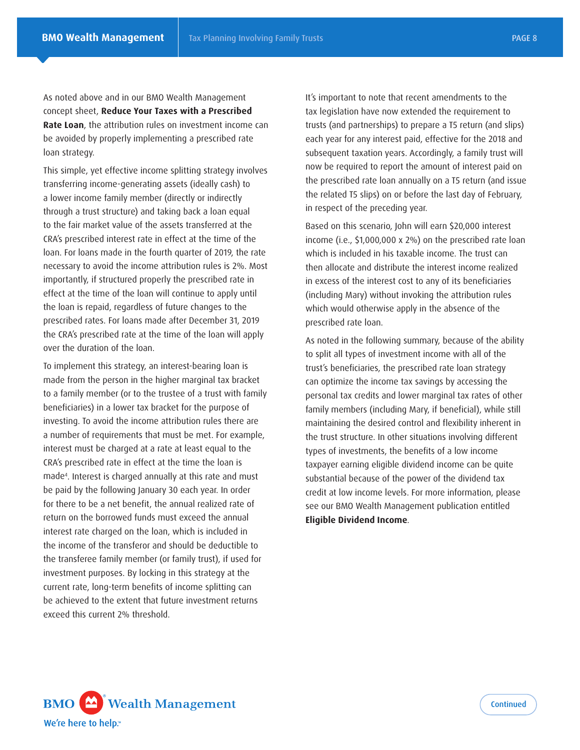As noted above and in our BMO Wealth Management concept sheet, **Reduce Your Taxes with a Prescribed Rate Loan**, the attribution rules on investment income can be avoided by properly implementing a prescribed rate loan strategy.

This simple, yet effective income splitting strategy involves transferring income-generating assets (ideally cash) to a lower income family member (directly or indirectly through a trust structure) and taking back a loan equal to the fair market value of the assets transferred at the CRA's prescribed interest rate in effect at the time of the loan. For loans made in the fourth quarter of 2019, the rate necessary to avoid the income attribution rules is 2%. Most importantly, if structured properly the prescribed rate in effect at the time of the loan will continue to apply until the loan is repaid, regardless of future changes to the prescribed rates. For loans made after December 31, 2019 the CRA's prescribed rate at the time of the loan will apply over the duration of the loan.

To implement this strategy, an interest-bearing loan is made from the person in the higher marginal tax bracket to a family member (or to the trustee of a trust with family beneficiaries) in a lower tax bracket for the purpose of investing. To avoid the income attribution rules there are a number of requirements that must be met. For example, interest must be charged at a rate at least equal to the CRA's prescribed rate in effect at the time the loan is made[4]. Interest is charged annually at this rate and must be paid by the following January 30 each year. In order for there to be a net benefit, the annual realized rate of return on the borrowed funds must exceed the annual interest rate charged on the loan, which is included in the income of the transferor and should be deductible to the transferee family member (or family trust), if used for investment purposes. By locking in this strategy at the current rate, long-term benefits of income splitting can be achieved to the extent that future investment returns exceed this current 2% threshold.

It's important to note that recent amendments to the tax legislation have now extended the requirement to trusts (and partnerships) to prepare a T5 return (and slips) each year for any interest paid, effective for the 2018 and subsequent taxation years. Accordingly, a family trust will now be required to report the amount of interest paid on the prescribed rate loan annually on a T5 return (and issue the related T5 slips) on or before the last day of February, in respect of the preceding year.

Based on this scenario, John will earn $20,000 interest income (i.e., $1,000,000 x 2%) on the prescribed rate loan which is included in his taxable income. The trust can then allocate and distribute the interest income realized in excess of the interest cost to any of its beneficiaries (including Mary) without invoking the attribution rules which would otherwise apply in the absence of the prescribed rate loan.

As noted in the following summary, because of the ability to split all types of investment income with all of the trust's beneficiaries, the prescribed rate loan strategy can optimize the income tax savings by accessing the personal tax credits and lower marginal tax rates of other family members (including Mary, if beneficial), while still maintaining the desired control and flexibility inherent in the trust structure. In other situations involving different types of investments, the benefits of a low income taxpayer earning eligible dividend income can be quite substantial because of the power of the dividend tax credit at low income levels. For more information, please see our BMO Wealth Management publication entitled **Eligible Dividend Income**.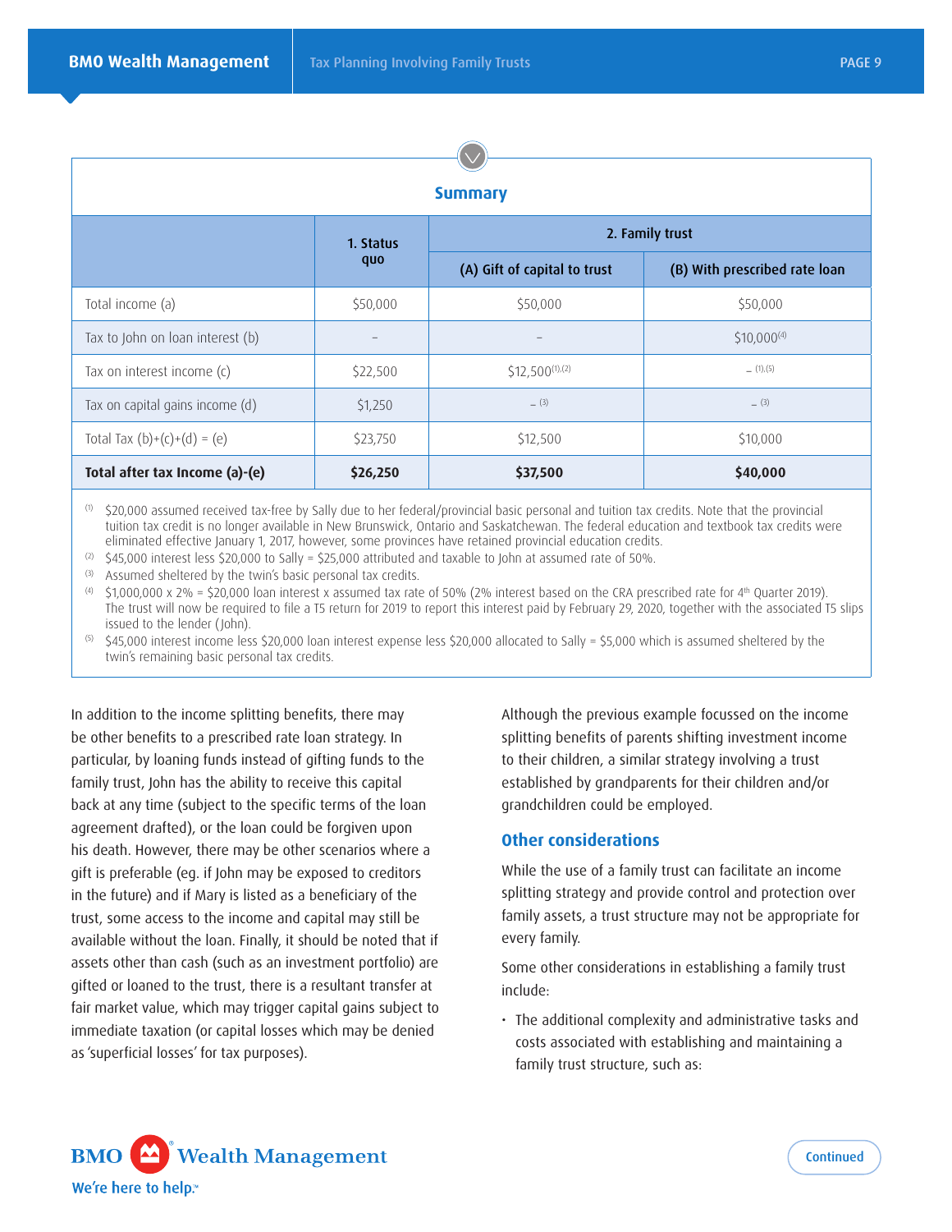### Summary

| | 1. Status quo | 2. Family trust | |
|---|---|---|---|
| | | (A) Gift of capital to trust | (B) With prescribed rate loan |
| Total income (a) | $50,000 | $50,000 | $50,000 |
| Tax to John on loan interest (b) | – | – | $10,000[4] |
| Tax on interest income (c) | $22,500 | $12,500[1,2] | –[1,5] |
| Tax on capital gains income (d) | $1,250 | –[3] | –[3] |
| Total Tax (b)+(c)+(d) = (e) | $23,750 | $12,500 | $10,000 |
| **Total after tax Income (a)-(e)** | **$26,250** | **$37,500** | **$40,000** |

[1] $20,000 assumed received tax-free by Sally due to her federal/provincial basic personal and tuition tax credits. Note that the provincial tuition tax credit is no longer available in New Brunswick, Ontario and Saskatchewan. The federal education and textbook tax credits were eliminated effective January 1, 2017, however, some provinces have retained provincial education credits.

[2] $45,000 interest less $20,000 to Sally = $25,000 attributed and taxable to John at assumed rate of 50%.

[3] Assumed sheltered by the twin's basic personal tax credits.

[4] $1,000,000 x 2% = $20,000 loan interest x assumed tax rate of 50% (2% interest based on the CRA prescribed rate for 4th Quarter 2019). The trust will now be required to file a T5 return for 2019 to report this interest paid by February 29, 2020, together with the associated T5 slips issued to the lender (John).

[5] $45,000 interest income less $20,000 loan interest expense less $20,000 allocated to Sally = $5,000 which is assumed sheltered by the twin's remaining basic personal tax credits.

In addition to the income splitting benefits, there may be other benefits to a prescribed rate loan strategy. In particular, by loaning funds instead of gifting funds to the family trust, John has the ability to receive this capital back at any time (subject to the specific terms of the loan agreement drafted), or the loan could be forgiven upon his death. However, there may be other scenarios where a gift is preferable (eg. if John may be exposed to creditors in the future) and if Mary is listed as a beneficiary of the trust, some access to the income and capital may still be available without the loan. Finally, it should be noted that if assets other than cash (such as an investment portfolio) are gifted or loaned to the trust, there is a resultant transfer at fair market value, which may trigger capital gains subject to immediate taxation (or capital losses which may be denied as 'superficial losses' for tax purposes).

Although the previous example focussed on the income splitting benefits of parents shifting investment income to their children, a similar strategy involving a trust established by grandparents for their children and/or grandchildren could be employed.

## Other considerations

While the use of a family trust can facilitate an income splitting strategy and provide control and protection over family assets, a trust structure may not be appropriate for every family.

Some other considerations in establishing a family trust include:

- The additional complexity and administrative tasks and costs associated with establishing and maintaining a family trust structure, such as: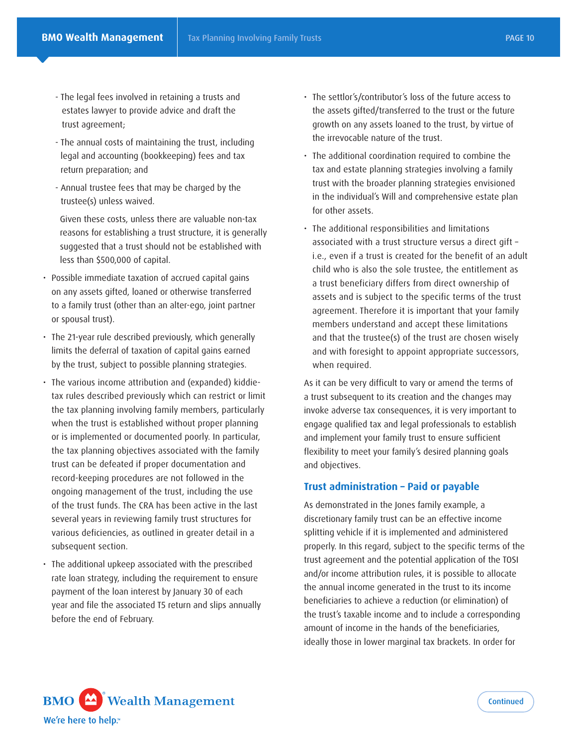- The legal fees involved in retaining a trusts and estates lawyer to provide advice and draft the trust agreement;
  - The annual costs of maintaining the trust, including legal and accounting (bookkeeping) fees and tax return preparation; and
  - Annual trustee fees that may be charged by the trustee(s) unless waived.

  Given these costs, unless there are valuable non-tax reasons for establishing a trust structure, it is generally suggested that a trust should not be established with less than $500,000 of capital.

- Possible immediate taxation of accrued capital gains on any assets gifted, loaned or otherwise transferred to a family trust (other than an alter-ego, joint partner or spousal trust).
- The 21-year rule described previously, which generally limits the deferral of taxation of capital gains earned by the trust, subject to possible planning strategies.
- The various income attribution and (expanded) kiddie-tax rules described previously which can restrict or limit the tax planning involving family members, particularly when the trust is established without proper planning or is implemented or documented poorly. In particular, the tax planning objectives associated with the family trust can be defeated if proper documentation and record-keeping procedures are not followed in the ongoing management of the trust, including the use of the trust funds. The CRA has been active in the last several years in reviewing family trust structures for various deficiencies, as outlined in greater detail in a subsequent section.
- The additional upkeep associated with the prescribed rate loan strategy, including the requirement to ensure payment of the loan interest by January 30 of each year and file the associated T5 return and slips annually before the end of February.
- The settlor's/contributor's loss of the future access to the assets gifted/transferred to the trust or the future growth on any assets loaned to the trust, by virtue of the irrevocable nature of the trust.
- The additional coordination required to combine the tax and estate planning strategies involving a family trust with the broader planning strategies envisioned in the individual's Will and comprehensive estate plan for other assets.
- The additional responsibilities and limitations associated with a trust structure versus a direct gift – i.e., even if a trust is created for the benefit of an adult child who is also the sole trustee, the entitlement as a trust beneficiary differs from direct ownership of assets and is subject to the specific terms of the trust agreement. Therefore it is important that your family members understand and accept these limitations and that the trustee(s) of the trust are chosen wisely and with foresight to appoint appropriate successors, when required.

As it can be very difficult to vary or amend the terms of a trust subsequent to its creation and the changes may invoke adverse tax consequences, it is very important to engage qualified tax and legal professionals to establish and implement your family trust to ensure sufficient flexibility to meet your family's desired planning goals and objectives.

### Trust administration – Paid or payable

As demonstrated in the Jones family example, a discretionary family trust can be an effective income splitting vehicle if it is implemented and administered properly. In this regard, subject to the specific terms of the trust agreement and the potential application of the TOSI and/or income attribution rules, it is possible to allocate the annual income generated in the trust to its income beneficiaries to achieve a reduction (or elimination) of the trust's taxable income and to include a corresponding amount of income in the hands of the beneficiaries, ideally those in lower marginal tax brackets. In order for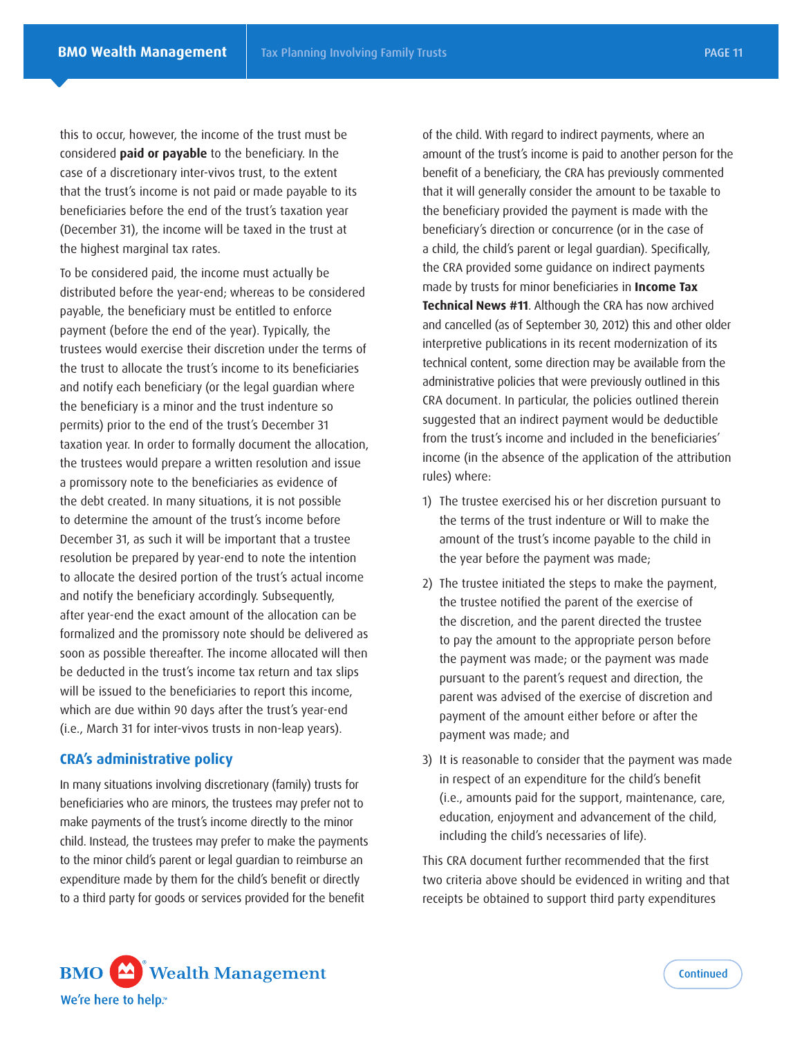this to occur, however, the income of the trust must be considered **paid or payable** to the beneficiary. In the case of a discretionary inter-vivos trust, to the extent that the trust's income is not paid or made payable to its beneficiaries before the end of the trust's taxation year (December 31), the income will be taxed in the trust at the highest marginal tax rates.

To be considered paid, the income must actually be distributed before the year-end; whereas to be considered payable, the beneficiary must be entitled to enforce payment (before the end of the year). Typically, the trustees would exercise their discretion under the terms of the trust to allocate the trust's income to its beneficiaries and notify each beneficiary (or the legal guardian where the beneficiary is a minor and the trust indenture so permits) prior to the end of the trust's December 31 taxation year. In order to formally document the allocation, the trustees would prepare a written resolution and issue a promissory note to the beneficiaries as evidence of the debt created. In many situations, it is not possible to determine the amount of the trust's income before December 31, as such it will be important that a trustee resolution be prepared by year-end to note the intention to allocate the desired portion of the trust's actual income and notify the beneficiary accordingly. Subsequently, after year-end the exact amount of the allocation can be formalized and the promissory note should be delivered as soon as possible thereafter. The income allocated will then be deducted in the trust's income tax return and tax slips will be issued to the beneficiaries to report this income, which are due within 90 days after the trust's year-end (i.e., March 31 for inter-vivos trusts in non-leap years).

## CRA's administrative policy

In many situations involving discretionary (family) trusts for beneficiaries who are minors, the trustees may prefer not to make payments of the trust's income directly to the minor child. Instead, the trustees may prefer to make the payments to the minor child's parent or legal guardian to reimburse an expenditure made by them for the child's benefit or directly to a third party for goods or services provided for the benefit of the child. With regard to indirect payments, where an amount of the trust's income is paid to another person for the benefit of a beneficiary, the CRA has previously commented that it will generally consider the amount to be taxable to the beneficiary provided the payment is made with the beneficiary's direction or concurrence (or in the case of a child, the child's parent or legal guardian). Specifically, the CRA provided some guidance on indirect payments made by trusts for minor beneficiaries in **Income Tax Technical News #11**. Although the CRA has now archived and cancelled (as of September 30, 2012) this and other older interpretive publications in its recent modernization of its technical content, some direction may be available from the administrative policies that were previously outlined in this CRA document. In particular, the policies outlined therein suggested that an indirect payment would be deductible from the trust's income and included in the beneficiaries' income (in the absence of the application of the attribution rules) where:

1) The trustee exercised his or her discretion pursuant to the terms of the trust indenture or Will to make the amount of the trust's income payable to the child in the year before the payment was made;
2) The trustee initiated the steps to make the payment, the trustee notified the parent of the exercise of the discretion, and the parent directed the trustee to pay the amount to the appropriate person before the payment was made; or the payment was made pursuant to the parent's request and direction, the parent was advised of the exercise of discretion and payment of the amount either before or after the payment was made; and
3) It is reasonable to consider that the payment was made in respect of an expenditure for the child's benefit (i.e., amounts paid for the support, maintenance, care, education, enjoyment and advancement of the child, including the child's necessaries of life).

This CRA document further recommended that the first two criteria above should be evidenced in writing and that receipts be obtained to support third party expenditures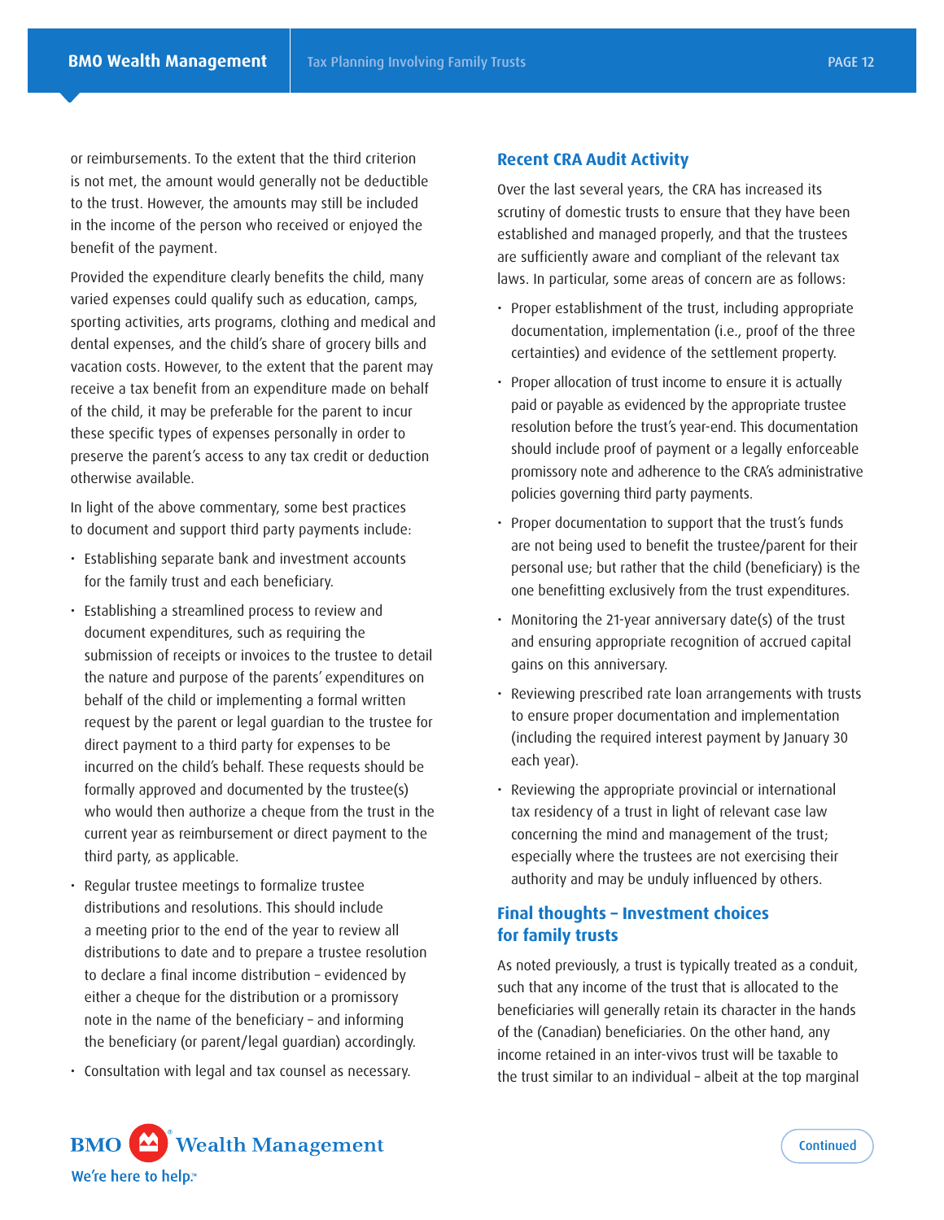or reimbursements. To the extent that the third criterion is not met, the amount would generally not be deductible to the trust. However, the amounts may still be included in the income of the person who received or enjoyed the benefit of the payment.

Provided the expenditure clearly benefits the child, many varied expenses could qualify such as education, camps, sporting activities, arts programs, clothing and medical and dental expenses, and the child's share of grocery bills and vacation costs. However, to the extent that the parent may receive a tax benefit from an expenditure made on behalf of the child, it may be preferable for the parent to incur these specific types of expenses personally in order to preserve the parent's access to any tax credit or deduction otherwise available.

In light of the above commentary, some best practices to document and support third party payments include:

- Establishing separate bank and investment accounts for the family trust and each beneficiary.
- Establishing a streamlined process to review and document expenditures, such as requiring the submission of receipts or invoices to the trustee to detail the nature and purpose of the parents' expenditures on behalf of the child or implementing a formal written request by the parent or legal guardian to the trustee for direct payment to a third party for expenses to be incurred on the child's behalf. These requests should be formally approved and documented by the trustee(s) who would then authorize a cheque from the trust in the current year as reimbursement or direct payment to the third party, as applicable.
- Regular trustee meetings to formalize trustee distributions and resolutions. This should include a meeting prior to the end of the year to review all distributions to date and to prepare a trustee resolution to declare a final income distribution – evidenced by either a cheque for the distribution or a promissory note in the name of the beneficiary – and informing the beneficiary (or parent/legal guardian) accordingly.
- Consultation with legal and tax counsel as necessary.

## Recent CRA Audit Activity

Over the last several years, the CRA has increased its scrutiny of domestic trusts to ensure that they have been established and managed properly, and that the trustees are sufficiently aware and compliant of the relevant tax laws. In particular, some areas of concern are as follows:

- Proper establishment of the trust, including appropriate documentation, implementation (i.e., proof of the three certainties) and evidence of the settlement property.
- Proper allocation of trust income to ensure it is actually paid or payable as evidenced by the appropriate trustee resolution before the trust's year-end. This documentation should include proof of payment or a legally enforceable promissory note and adherence to the CRA's administrative policies governing third party payments.
- Proper documentation to support that the trust's funds are not being used to benefit the trustee/parent for their personal use; but rather that the child (beneficiary) is the one benefitting exclusively from the trust expenditures.
- Monitoring the 21-year anniversary date(s) of the trust and ensuring appropriate recognition of accrued capital gains on this anniversary.
- Reviewing prescribed rate loan arrangements with trusts to ensure proper documentation and implementation (including the required interest payment by January 30 each year).
- Reviewing the appropriate provincial or international tax residency of a trust in light of relevant case law concerning the mind and management of the trust; especially where the trustees are not exercising their authority and may be unduly influenced by others.

## Final thoughts – Investment choices for family trusts

As noted previously, a trust is typically treated as a conduit, such that any income of the trust that is allocated to the beneficiaries will generally retain its character in the hands of the (Canadian) beneficiaries. On the other hand, any income retained in an inter-vivos trust will be taxable to the trust similar to an individual – albeit at the top marginal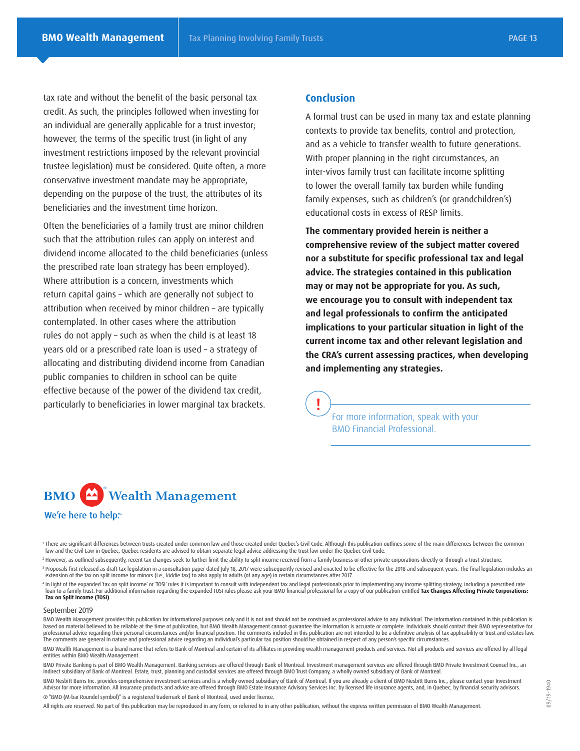tax rate and without the benefit of the basic personal tax credit. As such, the principles followed when investing for an individual are generally applicable for a trust investor; however, the terms of the specific trust (in light of any investment restrictions imposed by the relevant provincial trustee legislation) must be considered. Quite often, a more conservative investment mandate may be appropriate, depending on the purpose of the trust, the attributes of its beneficiaries and the investment time horizon.

Often the beneficiaries of a family trust are minor children such that the attribution rules can apply on interest and dividend income allocated to the child beneficiaries (unless the prescribed rate loan strategy has been employed). Where attribution is a concern, investments which return capital gains – which are generally not subject to attribution when received by minor children – are typically contemplated. In other cases where the attribution rules do not apply – such as when the child is at least 18 years old or a prescribed rate loan is used – a strategy of allocating and distributing dividend income from Canadian public companies to children in school can be quite effective because of the power of the dividend tax credit, particularly to beneficiaries in lower marginal tax brackets.

## Conclusion

A formal trust can be used in many tax and estate planning contexts to provide tax benefits, control and protection, and as a vehicle to transfer wealth to future generations. With proper planning in the right circumstances, an inter-vivos family trust can facilitate income splitting to lower the overall family tax burden while funding family expenses, such as children's (or grandchildren's) educational costs in excess of RESP limits.

**The commentary provided herein is neither a comprehensive review of the subject matter covered nor a substitute for specific professional tax and legal advice. The strategies contained in this publication may or may not be appropriate for you. As such, we encourage you to consult with independent tax and legal professionals to confirm the anticipated implications to your particular situation in light of the current income tax and other relevant legislation and the CRA's current assessing practices, when developing and implementing any strategies.**

For more information, speak with your BMO Financial Professional.

BMO Wealth Management

We're here to help.™

[1] There are significant differences between trusts created under common law and those created under Quebec's Civil Code. Although this publication outlines some of the main differences between the common law and the Civil Law in Quebec, Quebec residents are advised to obtain separate legal advice addressing the trust law under the Quebec Civil Code.

[2] However, as outlined subsequently, recent tax changes seek to further limit the ability to split income received from a family business or other private corporations directly or through a trust structure.

[3] Proposals first released as draft tax legislation in a consultation paper dated July 18, 2017 were subsequently revised and enacted to be effective for the 2018 and subsequent years. The final legislation includes an extension of the tax on split income for minors (i.e., kiddie tax) to also apply to adults (of any age) in certain circumstances after 2017.

[4] In light of the expanded 'tax on split income' or 'TOSI' rules it is important to consult with independent tax and legal professionals prior to implementing any income splitting strategy, including a prescribed rate loan to a family trust. For additional information regarding the expanded TOSI rules please ask your BMO financial professional for a copy of our publication entitled **Tax Changes Affecting Private Corporations: Tax on Split Income (TOSI)**.

September 2019

BMO Wealth Management provides this publication for informational purposes only and it is not and should not be construed as professional advice to any individual. The information contained in this publication is based on material believed to be reliable at the time of publication, but BMO Wealth Management cannot guarantee the information is accurate or complete. Individuals should contact their BMO representative for professional advice regarding their personal circumstances and/or financial position. The comments included in this publication are not intended to be a definitive analysis of tax applicability or trust and estates law. The comments are general in nature and professional advice regarding an individual's particular tax position should be obtained in respect of any person's specific circumstances.

BMO Wealth Management is a brand name that refers to Bank of Montreal and certain of its affiliates in providing wealth management products and services. Not all products and services are offered by all legal entities within BMO Wealth Management.

BMO Private Banking is part of BMO Wealth Management. Banking services are offered through Bank of Montreal. Investment management services are offered through BMO Private Investment Counsel Inc., an indirect subsidiary of Bank of Montreal. Estate, trust, planning and custodial services are offered through BMO Trust Company, a wholly owned subsidiary of Bank of Montreal.

BMO Nesbitt Burns Inc. provides comprehensive investment services and is a wholly owned subsidiary of Bank of Montreal. If you are already a client of BMO Nesbitt Burns Inc., please contact your Investment Advisor for more information. All insurance products and advice are offered through BMO Estate Insurance Advisory Services Inc. by licensed life insurance agents, and, in Quebec, by financial security advisors.

® "BMO (M-bar Roundel symbol)" is a registered trademark of Bank of Montreal, used under licence.

All rights are reserved. No part of this publication may be reproduced in any form, or referred to in any other publication, without the express written permission of BMO Wealth Management.

09/19-1940